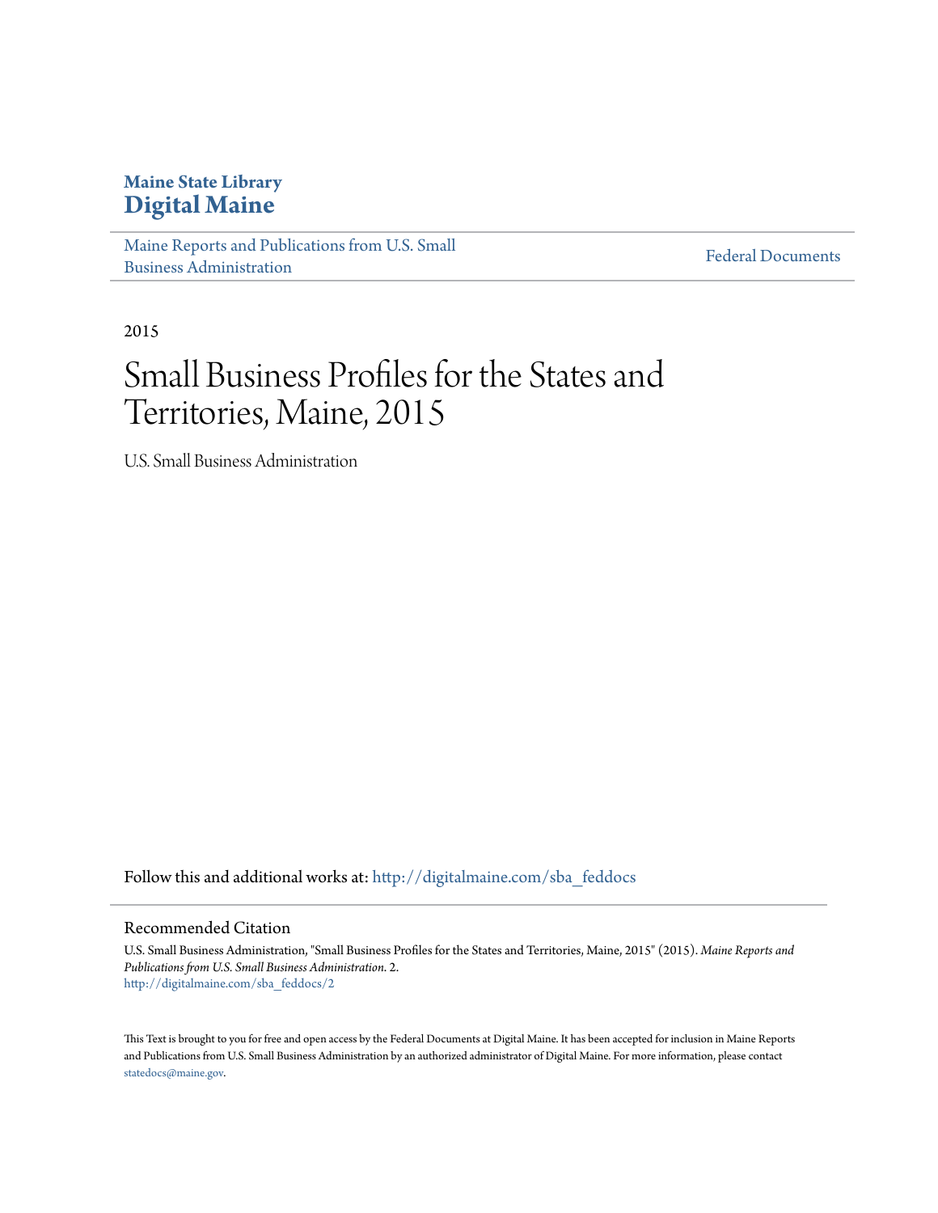**Maine State Library**
**Digital Maine**

Maine Reports and Publications from U.S. Small Business Administration

Federal Documents

2015

# Small Business Profiles for the States and Territories, Maine, 2015

U.S. Small Business Administration

Follow this and additional works at: http://digitalmaine.com/sba_feddocs

## Recommended Citation

U.S. Small Business Administration, "Small Business Profiles for the States and Territories, Maine, 2015" (2015). *Maine Reports and Publications from U.S. Small Business Administration*. 2.
http://digitalmaine.com/sba_feddocs/2

This Text is brought to you for free and open access by the Federal Documents at Digital Maine. It has been accepted for inclusion in Maine Reports and Publications from U.S. Small Business Administration by an authorized administrator of Digital Maine. For more information, please contact statedocs@maine.gov.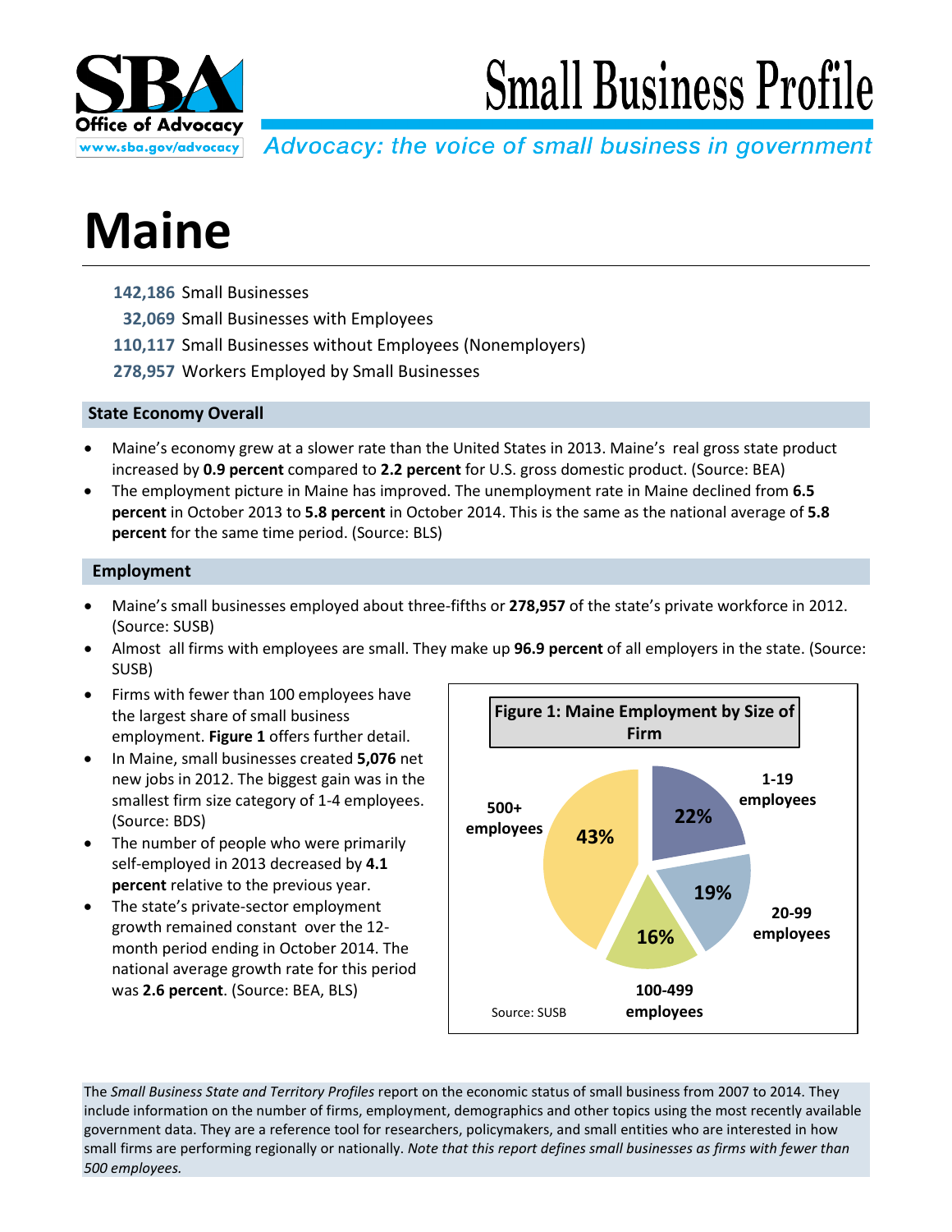# Small Business Profile

*Advocacy: the voice of small business in government*

# Maine

**142,186** Small Businesses
**32,069** Small Businesses with Employees
**110,117** Small Businesses without Employees (Nonemployers)
**278,957** Workers Employed by Small Businesses

## State Economy Overall

- Maine's economy grew at a slower rate than the United States in 2013. Maine's real gross state product increased by **0.9 percent** compared to **2.2 percent** for U.S. gross domestic product. (Source: BEA)
- The employment picture in Maine has improved. The unemployment rate in Maine declined from **6.5 percent** in October 2013 to **5.8 percent** in October 2014. This is the same as the national average of **5.8 percent** for the same time period. (Source: BLS)

## Employment

- Maine's small businesses employed about three-fifths or **278,957** of the state's private workforce in 2012. (Source: SUSB)
- Almost all firms with employees are small. They make up **96.9 percent** of all employers in the state. (Source: SUSB)
- Firms with fewer than 100 employees have the largest share of small business employment. **Figure 1** offers further detail.
- In Maine, small businesses created **5,076** net new jobs in 2012. The biggest gain was in the smallest firm size category of 1-4 employees. (Source: BDS)
- The number of people who were primarily self-employed in 2013 decreased by **4.1 percent** relative to the previous year.
- The state's private-sector employment growth remained constant over the 12-month period ending in October 2014. The national average growth rate for this period was **2.6 percent**. (Source: BEA, BLS)

**Figure 1: Maine Employment by Size of Firm**

| Firm size | Share |
|---|---|
| 1-19 employees | 22% |
| 20-99 employees | 19% |
| 100-499 employees | 16% |
| 500+ employees | 43% |

Source: SUSB

The *Small Business State and Territory Profiles* report on the economic status of small business from 2007 to 2014. They include information on the number of firms, employment, demographics and other topics using the most recently available government data. They are a reference tool for researchers, policymakers, and small entities who are interested in how small firms are performing regionally or nationally. *Note that this report defines small businesses as firms with fewer than 500 employees.*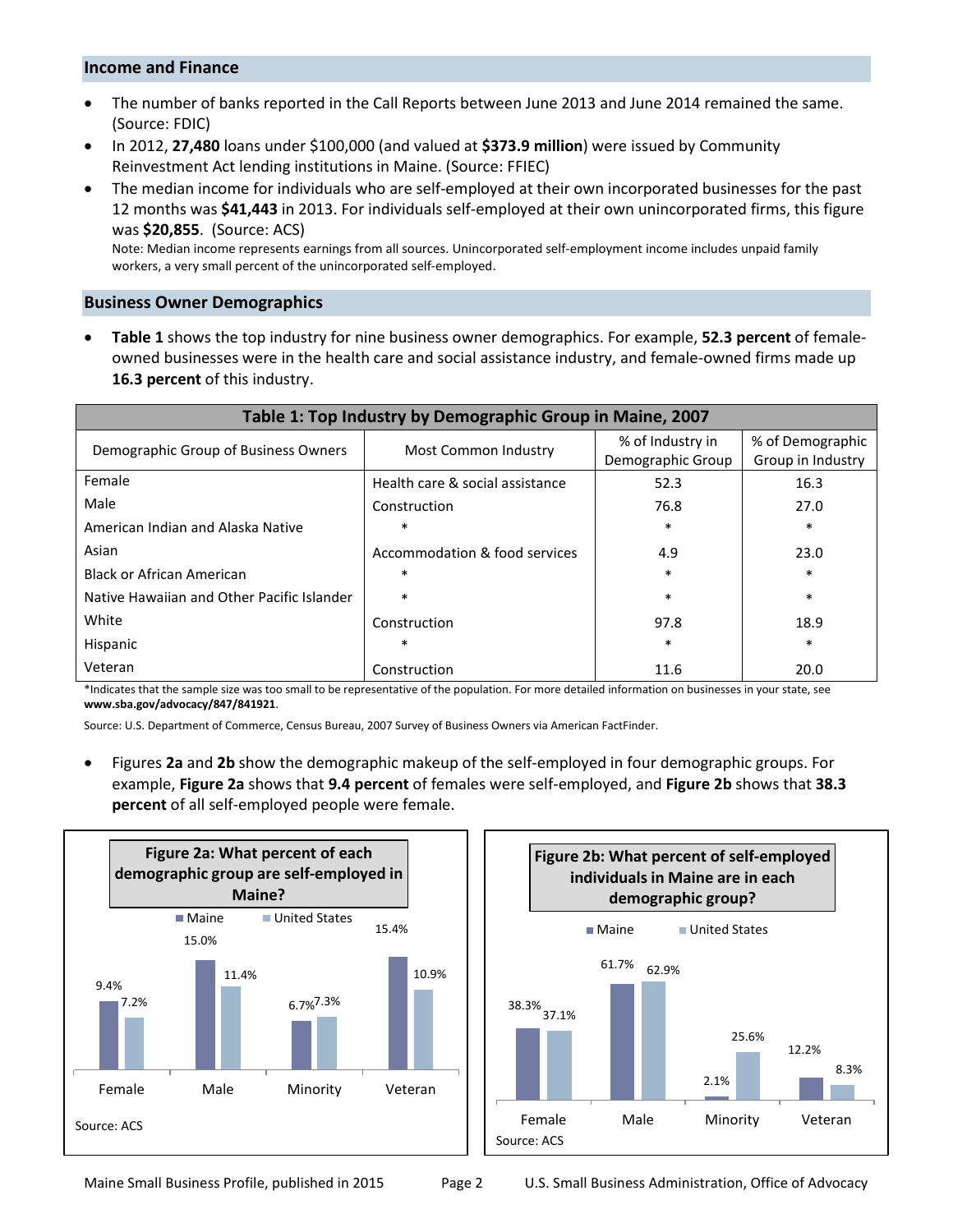## Income and Finance

- The number of banks reported in the Call Reports between June 2013 and June 2014 remained the same. (Source: FDIC)
- In 2012, **27,480** loans under $100,000 (and valued at **$373.9 million**) were issued by Community Reinvestment Act lending institutions in Maine. (Source: FFIEC)
- The median income for individuals who are self-employed at their own incorporated businesses for the past 12 months was **$41,443** in 2013. For individuals self-employed at their own unincorporated firms, this figure was **$20,855**. (Source: ACS)
  Note: Median income represents earnings from all sources. Unincorporated self-employment income includes unpaid family workers, a very small percent of the unincorporated self-employed.

## Business Owner Demographics

- **Table 1** shows the top industry for nine business owner demographics. For example, **52.3 percent** of female-owned businesses were in the health care and social assistance industry, and female-owned firms made up **16.3 percent** of this industry.

**Table 1: Top Industry by Demographic Group in Maine, 2007**

| Demographic Group of Business Owners | Most Common Industry | % of Industry in Demographic Group | % of Demographic Group in Industry |
|---|---|---|---|
| Female | Health care & social assistance | 52.3 | 16.3 |
| Male | Construction | 76.8 | 27.0 |
| American Indian and Alaska Native | * | * | * |
| Asian | Accommodation & food services | 4.9 | 23.0 |
| Black or African American | * | * | * |
| Native Hawaiian and Other Pacific Islander | * | * | * |
| White | Construction | 97.8 | 18.9 |
| Hispanic | * | * | * |
| Veteran | Construction | 11.6 | 20.0 |

*Indicates that the sample size was too small to be representative of the population. For more detailed information on businesses in your state, see **www.sba.gov/advocacy/847/841921**.

Source: U.S. Department of Commerce, Census Bureau, 2007 Survey of Business Owners via American FactFinder.

- Figures **2a** and **2b** show the demographic makeup of the self-employed in four demographic groups. For example, **Figure 2a** shows that **9.4 percent** of females were self-employed, and **Figure 2b** shows that **38.3 percent** of all self-employed people were female.

**Figure 2a: What percent of each demographic group are self-employed in Maine?**

| | Maine | United States |
|---|---|---|
| Female | 9.4% | 7.2% |
| Male | 15.0% | 11.4% |
| Minority | 6.7% | 7.3% |
| Veteran | 15.4% | 10.9% |

Source: ACS

**Figure 2b: What percent of self-employed individuals in Maine are in each demographic group?**

| | Maine | United States |
|---|---|---|
| Female | 38.3% | 37.1% |
| Male | 61.7% | 62.9% |
| Minority | 2.1% | 25.6% |
| Veteran | 12.2% | 8.3% |

Source: ACS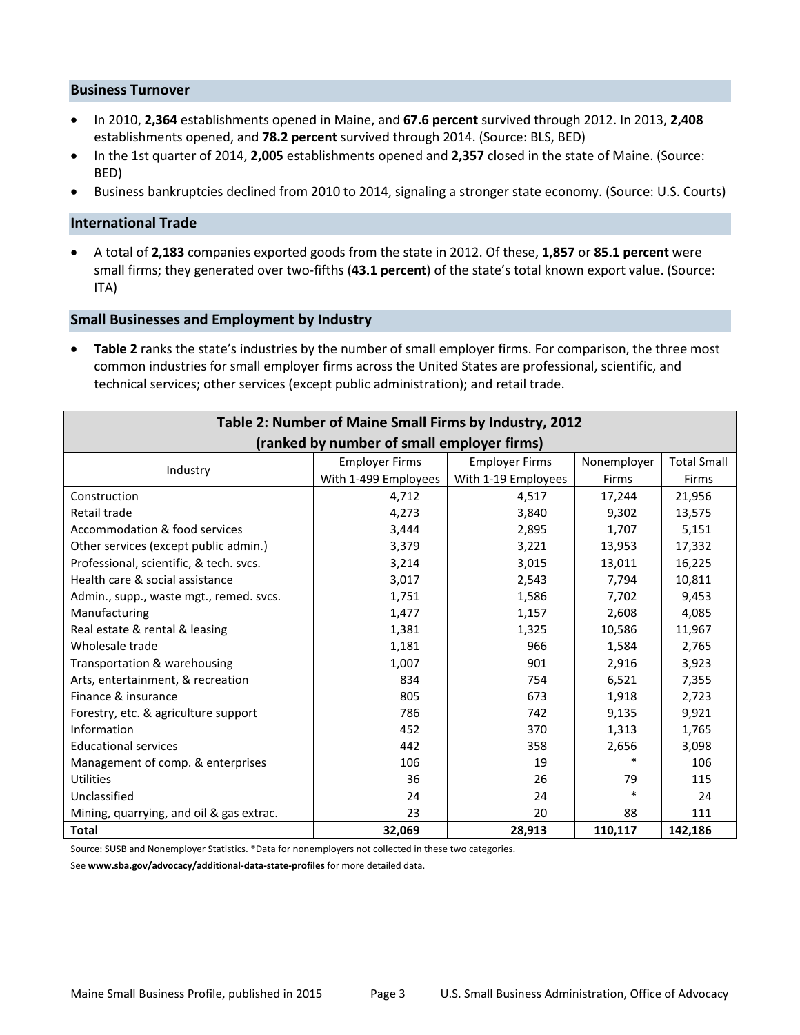## Business Turnover

- In 2010, **2,364** establishments opened in Maine, and **67.6 percent** survived through 2012. In 2013, **2,408** establishments opened, and **78.2 percent** survived through 2014. (Source: BLS, BED)
- In the 1st quarter of 2014, **2,005** establishments opened and **2,357** closed in the state of Maine. (Source: BED)
- Business bankruptcies declined from 2010 to 2014, signaling a stronger state economy. (Source: U.S. Courts)

## International Trade

- A total of **2,183** companies exported goods from the state in 2012. Of these, **1,857** or **85.1 percent** were small firms; they generated over two-fifths (**43.1 percent**) of the state's total known export value. (Source: ITA)

## Small Businesses and Employment by Industry

- **Table 2** ranks the state's industries by the number of small employer firms. For comparison, the three most common industries for small employer firms across the United States are professional, scientific, and technical services; other services (except public administration); and retail trade.

**Table 2: Number of Maine Small Firms by Industry, 2012 (ranked by number of small employer firms)**

| Industry | Employer Firms With 1-499 Employees | Employer Firms With 1-19 Employees | Nonemployer Firms | Total Small Firms |
|---|---|---|---|---|
| Construction | 4,712 | 4,517 | 17,244 | 21,956 |
| Retail trade | 4,273 | 3,840 | 9,302 | 13,575 |
| Accommodation & food services | 3,444 | 2,895 | 1,707 | 5,151 |
| Other services (except public admin.) | 3,379 | 3,221 | 13,953 | 17,332 |
| Professional, scientific, & tech. svcs. | 3,214 | 3,015 | 13,011 | 16,225 |
| Health care & social assistance | 3,017 | 2,543 | 7,794 | 10,811 |
| Admin., supp., waste mgt., remed. svcs. | 1,751 | 1,586 | 7,702 | 9,453 |
| Manufacturing | 1,477 | 1,157 | 2,608 | 4,085 |
| Real estate & rental & leasing | 1,381 | 1,325 | 10,586 | 11,967 |
| Wholesale trade | 1,181 | 966 | 1,584 | 2,765 |
| Transportation & warehousing | 1,007 | 901 | 2,916 | 3,923 |
| Arts, entertainment, & recreation | 834 | 754 | 6,521 | 7,355 |
| Finance & insurance | 805 | 673 | 1,918 | 2,723 |
| Forestry, etc. & agriculture support | 786 | 742 | 9,135 | 9,921 |
| Information | 452 | 370 | 1,313 | 1,765 |
| Educational services | 442 | 358 | 2,656 | 3,098 |
| Management of comp. & enterprises | 106 | 19 | * | 106 |
| Utilities | 36 | 26 | 79 | 115 |
| Unclassified | 24 | 24 | * | 24 |
| Mining, quarrying, and oil & gas extrac. | 23 | 20 | 88 | 111 |
| **Total** | **32,069** | **28,913** | **110,117** | **142,186** |

Source: SUSB and Nonemployer Statistics. *Data for nonemployers not collected in these two categories.

See **www.sba.gov/advocacy/additional-data-state-profiles** for more detailed data.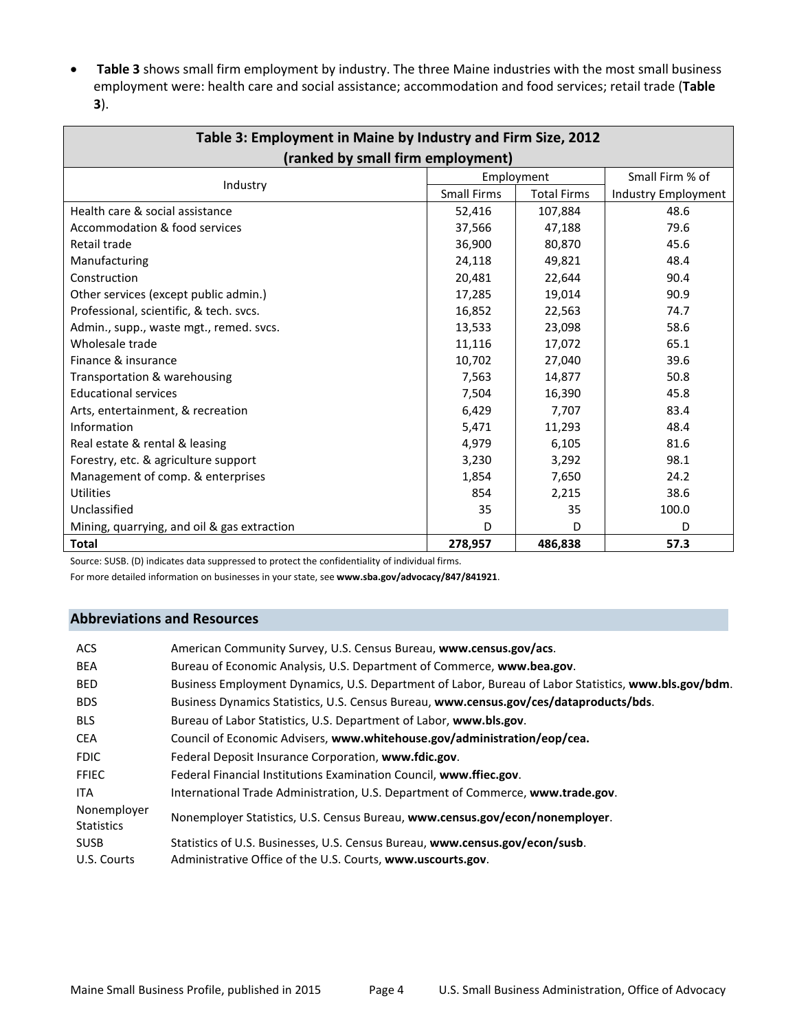- **Table 3** shows small firm employment by industry. The three Maine industries with the most small business employment were: health care and social assistance; accommodation and food services; retail trade (**Table 3**).

**Table 3: Employment in Maine by Industry and Firm Size, 2012 (ranked by small firm employment)**

| Industry | Employment | | Small Firm % of |
|---|---|---|---|
| | Small Firms | Total Firms | Industry Employment |
| Health care & social assistance | 52,416 | 107,884 | 48.6 |
| Accommodation & food services | 37,566 | 47,188 | 79.6 |
| Retail trade | 36,900 | 80,870 | 45.6 |
| Manufacturing | 24,118 | 49,821 | 48.4 |
| Construction | 20,481 | 22,644 | 90.4 |
| Other services (except public admin.) | 17,285 | 19,014 | 90.9 |
| Professional, scientific, & tech. svcs. | 16,852 | 22,563 | 74.7 |
| Admin., supp., waste mgt., remed. svcs. | 13,533 | 23,098 | 58.6 |
| Wholesale trade | 11,116 | 17,072 | 65.1 |
| Finance & insurance | 10,702 | 27,040 | 39.6 |
| Transportation & warehousing | 7,563 | 14,877 | 50.8 |
| Educational services | 7,504 | 16,390 | 45.8 |
| Arts, entertainment, & recreation | 6,429 | 7,707 | 83.4 |
| Information | 5,471 | 11,293 | 48.4 |
| Real estate & rental & leasing | 4,979 | 6,105 | 81.6 |
| Forestry, etc. & agriculture support | 3,230 | 3,292 | 98.1 |
| Management of comp. & enterprises | 1,854 | 7,650 | 24.2 |
| Utilities | 854 | 2,215 | 38.6 |
| Unclassified | 35 | 35 | 100.0 |
| Mining, quarrying, and oil & gas extraction | D | D | D |
| **Total** | **278,957** | **486,838** | **57.3** |

Source: SUSB. (D) indicates data suppressed to protect the confidentiality of individual firms.

For more detailed information on businesses in your state, see **www.sba.gov/advocacy/847/841921**.

## Abbreviations and Resources

| | |
|---|---|
| ACS | American Community Survey, U.S. Census Bureau, **www.census.gov/acs**. |
| BEA | Bureau of Economic Analysis, U.S. Department of Commerce, **www.bea.gov**. |
| BED | Business Employment Dynamics, U.S. Department of Labor, Bureau of Labor Statistics, **www.bls.gov/bdm**. |
| BDS | Business Dynamics Statistics, U.S. Census Bureau, **www.census.gov/ces/dataproducts/bds**. |
| BLS | Bureau of Labor Statistics, U.S. Department of Labor, **www.bls.gov**. |
| CEA | Council of Economic Advisers, **www.whitehouse.gov/administration/eop/cea.** |
| FDIC | Federal Deposit Insurance Corporation, **www.fdic.gov**. |
| FFIEC | Federal Financial Institutions Examination Council, **www.ffiec.gov**. |
| ITA | International Trade Administration, U.S. Department of Commerce, **www.trade.gov**. |
| Nonemployer Statistics | Nonemployer Statistics, U.S. Census Bureau, **www.census.gov/econ/nonemployer**. |
| SUSB | Statistics of U.S. Businesses, U.S. Census Bureau, **www.census.gov/econ/susb**. |
| U.S. Courts | Administrative Office of the U.S. Courts, **www.uscourts.gov**. |